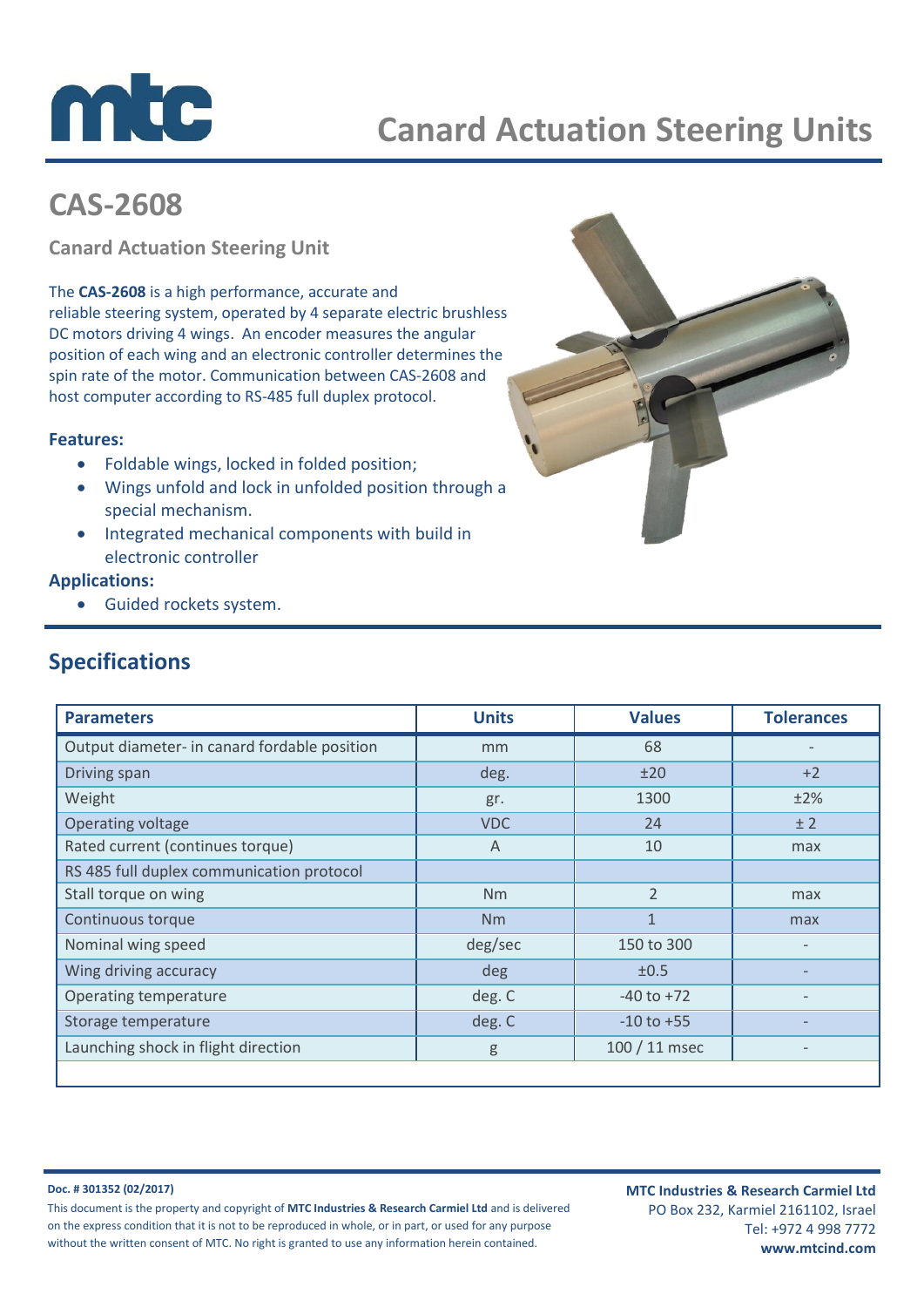# Canard Actuation Steering Units

## CAS-2608

### Canard Actuation Steering Unit

The **CAS-2608** is a high performance, accurate and reliable steering system, operated by 4 separate electric brushless DC motors driving 4 wings. An encoder measures the angular position of each wing and an electronic controller determines the spin rate of the motor. Communication between CAS-2608 and host computer according to RS-485 full duplex protocol.

**Features:**

- Foldable wings, locked in folded position;
- Wings unfold and lock in unfolded position through a special mechanism.
- Integrated mechanical components with build in electronic controller

**Applications:**

- Guided rockets system.

## Specifications

| Parameters | Units | Values | Tolerances |
|---|---|---|---|
| Output diameter- in canard fordable position | mm | 68 | - |
| Driving span | deg. | ±20 | +2 |
| Weight | gr. | 1300 | ±2% |
| Operating voltage | VDC | 24 | ± 2 |
| Rated current (continues torque) | A | 10 | max |
| RS 485 full duplex communication protocol | | | |
| Stall torque on wing | Nm | 2 | max |
| Continuous torque | Nm | 1 | max |
| Nominal wing speed | deg/sec | 150 to 300 | - |
| Wing driving accuracy | deg | ±0.5 | - |
| Operating temperature | deg. C | -40 to +72 | - |
| Storage temperature | deg. C | -10 to +55 | - |
| Launching shock in flight direction | g | 100 / 11 msec | - |

**Doc. # 301352 (02/2017)**

This document is the property and copyright of **MTC Industries & Research Carmiel Ltd** and is delivered on the express condition that it is not to be reproduced in whole, or in part, or used for any purpose without the written consent of MTC. No right is granted to use any information herein contained.

**MTC Industries & Research Carmiel Ltd**
PO Box 232, Karmiel 2161102, Israel
Tel: +972 4 998 7772
**www.mtcind.com**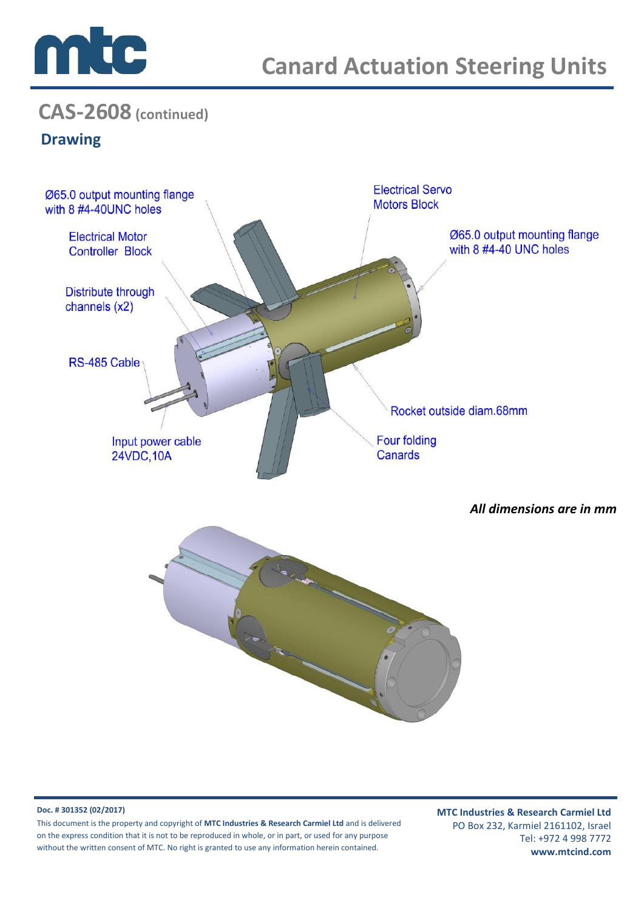## CAS-2608 (continued)

### Drawing

Ø65.0 output mounting flange with 8 #4-40UNC holes

Electrical Motor Controller Block

Distribute through channels (x2)

RS-485 Cable

Input power cable 24VDC,10A

Electrical Servo Motors Block

Ø65.0 output mounting flange with 8 #4-40 UNC holes

Rocket outside diam.68mm

Four folding Canards

***All dimensions are in mm***

**Doc. # 301352 (02/2017)**

This document is the property and copyright of **MTC Industries & Research Carmiel Ltd** and is delivered on the express condition that it is not to be reproduced in whole, or in part, or used for any purpose without the written consent of MTC. No right is granted to use any information herein contained.

**MTC Industries & Research Carmiel Ltd**
PO Box 232, Karmiel 2161102, Israel
Tel: +972 4 998 7772
**www.mtcind.com**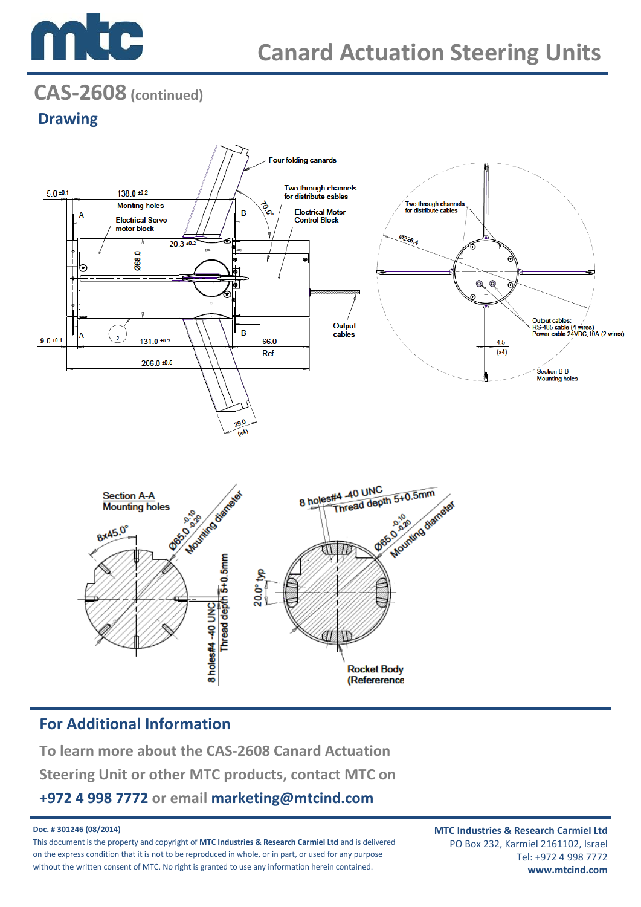# CAS-2608 (continued)

## Drawing

Four folding canards

5.0 ±0.1

138.0 ±0.2

Monting holes

Electrical Servo motor block

A

B

70.0°

Two through channels for distribute cables

Electrical Motor Control Block

20.3 ±0.2

Ø68.0

Output cables

9.0 ±0.1

A

2

131.0 ±0.2

B

66.0 Ref.

206.0 ±0.5

29.0 (x4)

Two through channels for distribute cables

Ø226.4

Output cables: RS-485 cable (4 wires) Power cable 24VDC,10A (2 wires)

4.5 (x4)

Section B-B Mounting holes

Section A-A Mounting holes

8x45.0°

Ø65.0 -0.10 -0.20 Mounting diameter

8 holes#4 -40 UNC Thread depth 5+0.5mm

20.0° typ

8 holes#4 -40 UNC Thread depth 5+0.5mm

Ø65.0 -0.10 -0.20 Mounting diameter

Rocket Body (Refererence

## For Additional Information

To learn more about the CAS-2608 Canard Actuation Steering Unit or other MTC products, contact MTC on **+972 4 998 7772** or email **marketing@mtcind.com**

**Doc. # 301246 (08/2014)**

This document is the property and copyright of **MTC Industries & Research Carmiel Ltd** and is delivered on the express condition that it is not to be reproduced in whole, or in part, or used for any purpose without the written consent of MTC. No right is granted to use any information herein contained.

**MTC Industries & Research Carmiel Ltd**
PO Box 232, Karmiel 2161102, Israel
Tel: +972 4 998 7772
**www.mtcind.com**